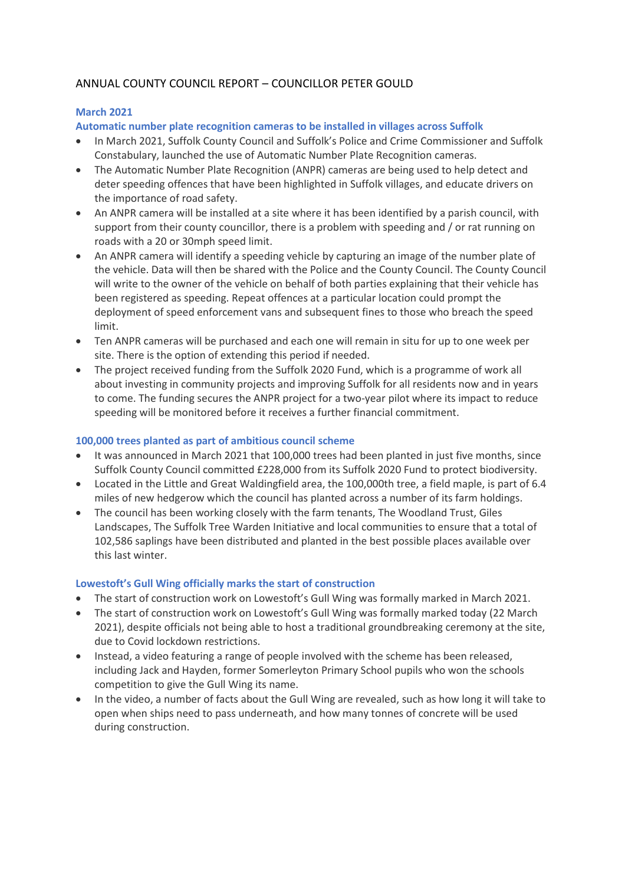# ANNUAL COUNTY COUNCIL REPORT – COUNCILLOR PETER GOULD

## March 2021

### Automatic number plate recognition cameras to be installed in villages across Suffolk

- In March 2021, Suffolk County Council and Suffolk's Police and Crime Commissioner and Suffolk Constabulary, launched the use of Automatic Number Plate Recognition cameras.
- The Automatic Number Plate Recognition (ANPR) cameras are being used to help detect and deter speeding offences that have been highlighted in Suffolk villages, and educate drivers on the importance of road safety.
- An ANPR camera will be installed at a site where it has been identified by a parish council, with support from their county councillor, there is a problem with speeding and / or rat running on roads with a 20 or 30mph speed limit.
- An ANPR camera will identify a speeding vehicle by capturing an image of the number plate of the vehicle. Data will then be shared with the Police and the County Council. The County Council will write to the owner of the vehicle on behalf of both parties explaining that their vehicle has been registered as speeding. Repeat offences at a particular location could prompt the deployment of speed enforcement vans and subsequent fines to those who breach the speed limit.
- Ten ANPR cameras will be purchased and each one will remain in situ for up to one week per site. There is the option of extending this period if needed.
- The project received funding from the Suffolk 2020 Fund, which is a programme of work all about investing in community projects and improving Suffolk for all residents now and in years to come. The funding secures the ANPR project for a two-year pilot where its impact to reduce speeding will be monitored before it receives a further financial commitment.

### 100,000 trees planted as part of ambitious council scheme

- It was announced in March 2021 that 100,000 trees had been planted in just five months, since Suffolk County Council committed £228,000 from its Suffolk 2020 Fund to protect biodiversity.
- Located in the Little and Great Waldingfield area, the 100,000th tree, a field maple, is part of 6.4 miles of new hedgerow which the council has planted across a number of its farm holdings.
- The council has been working closely with the farm tenants, The Woodland Trust, Giles Landscapes, The Suffolk Tree Warden Initiative and local communities to ensure that a total of 102,586 saplings have been distributed and planted in the best possible places available over this last winter.

### Lowestoft's Gull Wing officially marks the start of construction

- The start of construction work on Lowestoft's Gull Wing was formally marked in March 2021.
- The start of construction work on Lowestoft's Gull Wing was formally marked today (22 March 2021), despite officials not being able to host a traditional groundbreaking ceremony at the site, due to Covid lockdown restrictions.
- Instead, a video featuring a range of people involved with the scheme has been released, including Jack and Hayden, former Somerleyton Primary School pupils who won the schools competition to give the Gull Wing its name.
- In the video, a number of facts about the Gull Wing are revealed, such as how long it will take to open when ships need to pass underneath, and how many tonnes of concrete will be used during construction.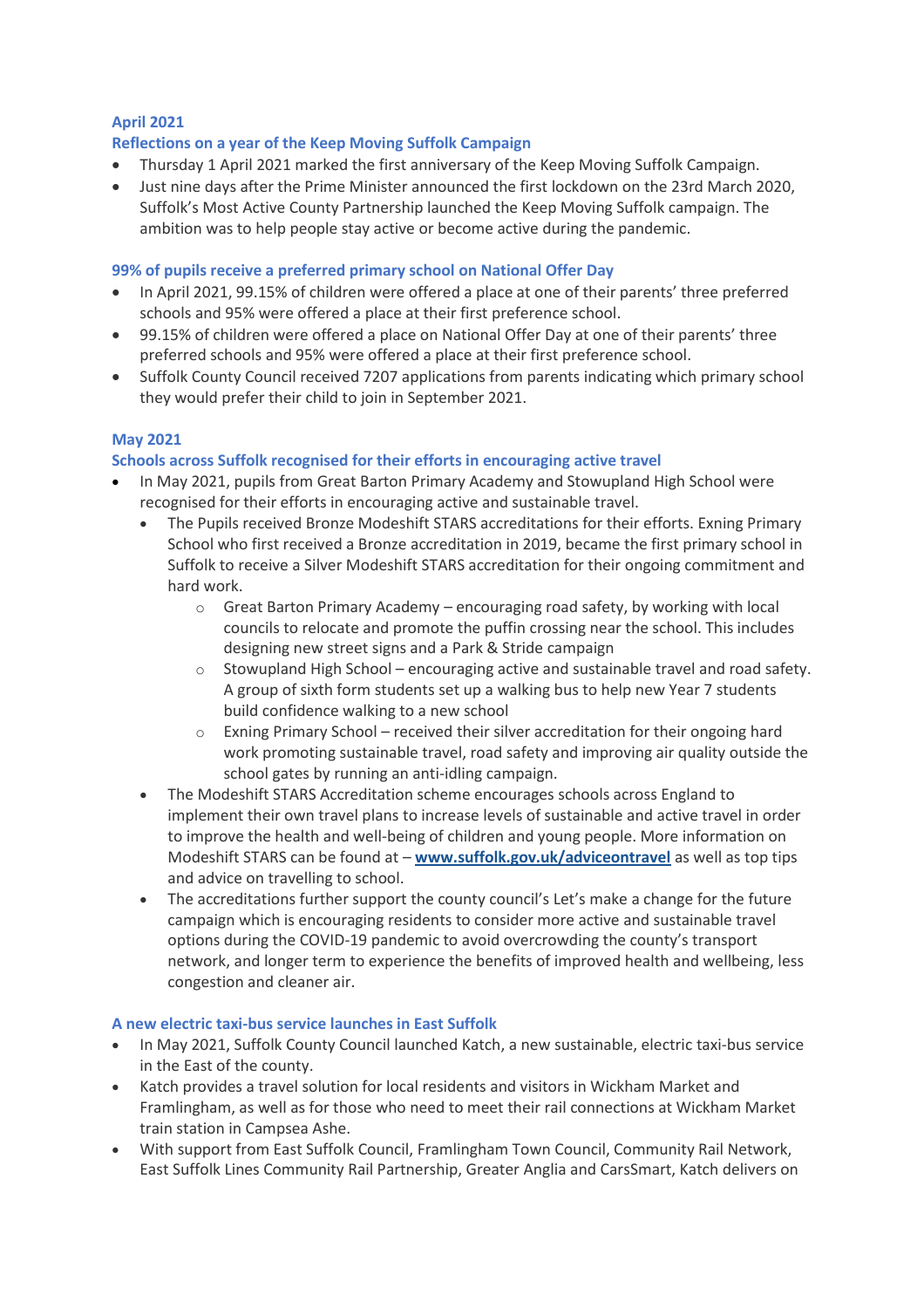### April 2021

#### Reflections on a year of the Keep Moving Suffolk Campaign

- Thursday 1 April 2021 marked the first anniversary of the Keep Moving Suffolk Campaign.
- Just nine days after the Prime Minister announced the first lockdown on the 23rd March 2020, Suffolk's Most Active County Partnership launched the Keep Moving Suffolk campaign. The ambition was to help people stay active or become active during the pandemic.

#### 99% of pupils receive a preferred primary school on National Offer Day

- In April 2021, 99.15% of children were offered a place at one of their parents' three preferred schools and 95% were offered a place at their first preference school.
- 99.15% of children were offered a place on National Offer Day at one of their parents' three preferred schools and 95% were offered a place at their first preference school.
- Suffolk County Council received 7207 applications from parents indicating which primary school they would prefer their child to join in September 2021.

### May 2021

#### Schools across Suffolk recognised for their efforts in encouraging active travel

- In May 2021, pupils from Great Barton Primary Academy and Stowupland High School were recognised for their efforts in encouraging active and sustainable travel.
    - The Pupils received Bronze Modeshift STARS accreditations for their efforts. Exning Primary School who first received a Bronze accreditation in 2019, became the first primary school in Suffolk to receive a Silver Modeshift STARS accreditation for their ongoing commitment and hard work.
        - Great Barton Primary Academy – encouraging road safety, by working with local councils to relocate and promote the puffin crossing near the school. This includes designing new street signs and a Park & Stride campaign
        - Stowupland High School – encouraging active and sustainable travel and road safety. A group of sixth form students set up a walking bus to help new Year 7 students build confidence walking to a new school
        - Exning Primary School – received their silver accreditation for their ongoing hard work promoting sustainable travel, road safety and improving air quality outside the school gates by running an anti-idling campaign.
    - The Modeshift STARS Accreditation scheme encourages schools across England to implement their own travel plans to increase levels of sustainable and active travel in order to improve the health and well-being of children and young people. More information on Modeshift STARS can be found at – **[www.suffolk.gov.uk/adviceontravel](http://www.suffolk.gov.uk/adviceontravel)** as well as top tips and advice on travelling to school.
    - The accreditations further support the county council's Let's make a change for the future campaign which is encouraging residents to consider more active and sustainable travel options during the COVID-19 pandemic to avoid overcrowding the county's transport network, and longer term to experience the benefits of improved health and wellbeing, less congestion and cleaner air.

#### A new electric taxi-bus service launches in East Suffolk

- In May 2021, Suffolk County Council launched Katch, a new sustainable, electric taxi-bus service in the East of the county.
- Katch provides a travel solution for local residents and visitors in Wickham Market and Framlingham, as well as for those who need to meet their rail connections at Wickham Market train station in Campsea Ashe.
- With support from East Suffolk Council, Framlingham Town Council, Community Rail Network, East Suffolk Lines Community Rail Partnership, Greater Anglia and CarsSmart, Katch delivers on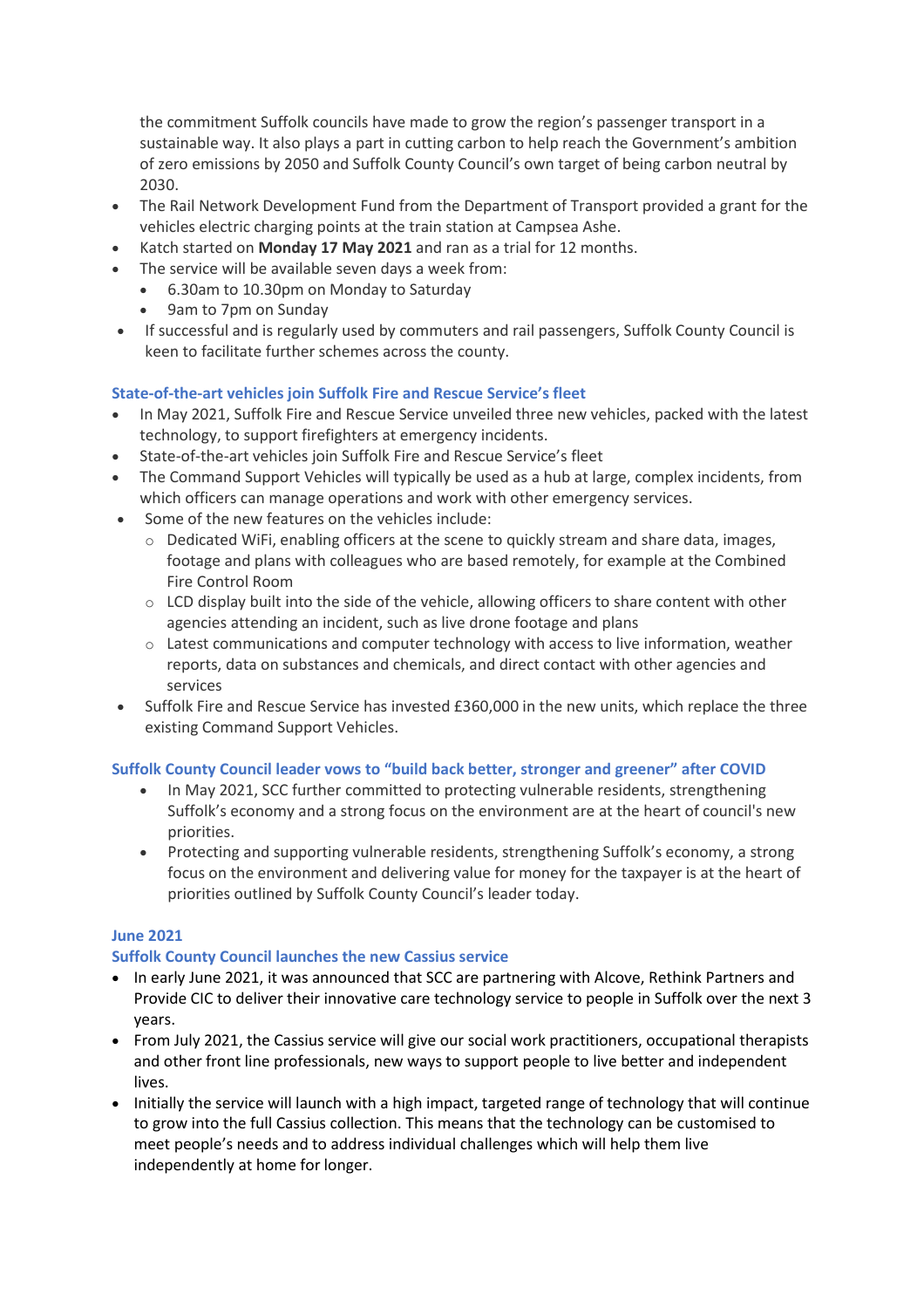the commitment Suffolk councils have made to grow the region's passenger transport in a sustainable way. It also plays a part in cutting carbon to help reach the Government's ambition of zero emissions by 2050 and Suffolk County Council's own target of being carbon neutral by 2030.

- The Rail Network Development Fund from the Department of Transport provided a grant for the vehicles electric charging points at the train station at Campsea Ashe.
- Katch started on **Monday 17 May 2021** and ran as a trial for 12 months.
- The service will be available seven days a week from:
  - 6.30am to 10.30pm on Monday to Saturday
  - 9am to 7pm on Sunday
- If successful and is regularly used by commuters and rail passengers, Suffolk County Council is keen to facilitate further schemes across the county.

### State-of-the-art vehicles join Suffolk Fire and Rescue Service's fleet

- In May 2021, Suffolk Fire and Rescue Service unveiled three new vehicles, packed with the latest technology, to support firefighters at emergency incidents.
- State-of-the-art vehicles join Suffolk Fire and Rescue Service's fleet
- The Command Support Vehicles will typically be used as a hub at large, complex incidents, from which officers can manage operations and work with other emergency services.
- Some of the new features on the vehicles include:
  - Dedicated WiFi, enabling officers at the scene to quickly stream and share data, images, footage and plans with colleagues who are based remotely, for example at the Combined Fire Control Room
  - LCD display built into the side of the vehicle, allowing officers to share content with other agencies attending an incident, such as live drone footage and plans
  - Latest communications and computer technology with access to live information, weather reports, data on substances and chemicals, and direct contact with other agencies and services
- Suffolk Fire and Rescue Service has invested £360,000 in the new units, which replace the three existing Command Support Vehicles.

### Suffolk County Council leader vows to "build back better, stronger and greener" after COVID

- In May 2021, SCC further committed to protecting vulnerable residents, strengthening Suffolk's economy and a strong focus on the environment are at the heart of council's new priorities.
- Protecting and supporting vulnerable residents, strengthening Suffolk's economy, a strong focus on the environment and delivering value for money for the taxpayer is at the heart of priorities outlined by Suffolk County Council's leader today.

## June 2021

### Suffolk County Council launches the new Cassius service

- In early June 2021, it was announced that SCC are partnering with Alcove, Rethink Partners and Provide CIC to deliver their innovative care technology service to people in Suffolk over the next 3 years.
- From July 2021, the Cassius service will give our social work practitioners, occupational therapists and other front line professionals, new ways to support people to live better and independent lives.
- Initially the service will launch with a high impact, targeted range of technology that will continue to grow into the full Cassius collection. This means that the technology can be customised to meet people's needs and to address individual challenges which will help them live independently at home for longer.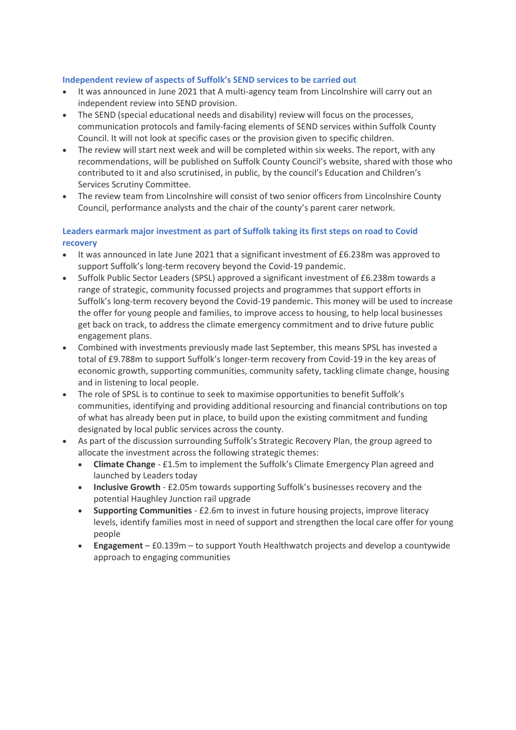### Independent review of aspects of Suffolk's SEND services to be carried out

- It was announced in June 2021 that A multi-agency team from Lincolnshire will carry out an independent review into SEND provision.
- The SEND (special educational needs and disability) review will focus on the processes, communication protocols and family-facing elements of SEND services within Suffolk County Council. It will not look at specific cases or the provision given to specific children.
- The review will start next week and will be completed within six weeks. The report, with any recommendations, will be published on Suffolk County Council's website, shared with those who contributed to it and also scrutinised, in public, by the council's Education and Children's Services Scrutiny Committee.
- The review team from Lincolnshire will consist of two senior officers from Lincolnshire County Council, performance analysts and the chair of the county's parent carer network.

### Leaders earmark major investment as part of Suffolk taking its first steps on road to Covid recovery

- It was announced in late June 2021 that a significant investment of £6.238m was approved to support Suffolk's long-term recovery beyond the Covid-19 pandemic.
- Suffolk Public Sector Leaders (SPSL) approved a significant investment of £6.238m towards a range of strategic, community focussed projects and programmes that support efforts in Suffolk's long-term recovery beyond the Covid-19 pandemic. This money will be used to increase the offer for young people and families, to improve access to housing, to help local businesses get back on track, to address the climate emergency commitment and to drive future public engagement plans.
- Combined with investments previously made last September, this means SPSL has invested a total of £9.788m to support Suffolk's longer-term recovery from Covid-19 in the key areas of economic growth, supporting communities, community safety, tackling climate change, housing and in listening to local people.
- The role of SPSL is to continue to seek to maximise opportunities to benefit Suffolk's communities, identifying and providing additional resourcing and financial contributions on top of what has already been put in place, to build upon the existing commitment and funding designated by local public services across the county.
- As part of the discussion surrounding Suffolk's Strategic Recovery Plan, the group agreed to allocate the investment across the following strategic themes:
  - **Climate Change** - £1.5m to implement the Suffolk's Climate Emergency Plan agreed and launched by Leaders today
  - **Inclusive Growth** - £2.05m towards supporting Suffolk's businesses recovery and the potential Haughley Junction rail upgrade
  - **Supporting Communities** - £2.6m to invest in future housing projects, improve literacy levels, identify families most in need of support and strengthen the local care offer for young people
  - **Engagement** – £0.139m – to support Youth Healthwatch projects and develop a countywide approach to engaging communities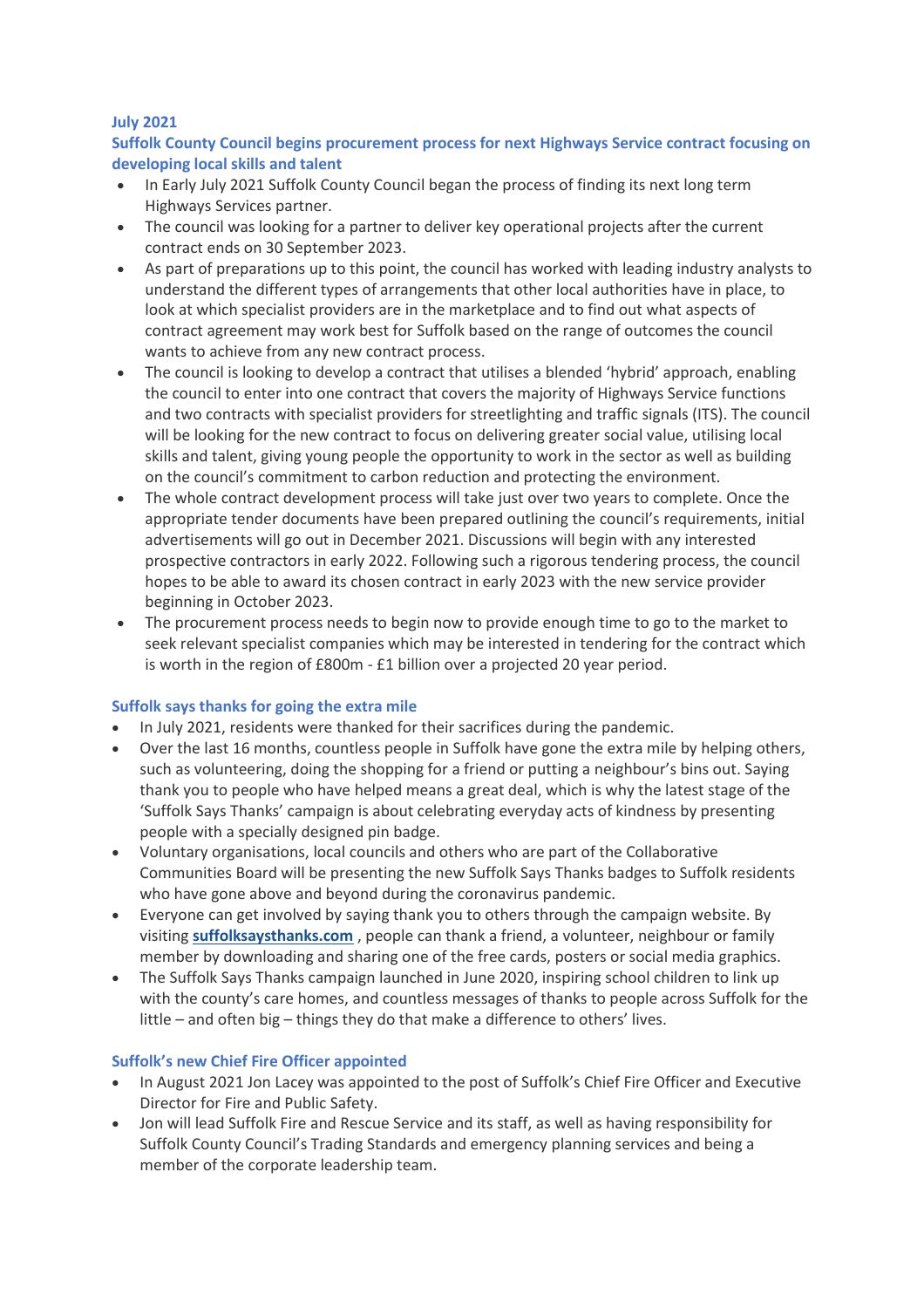### July 2021

### Suffolk County Council begins procurement process for next Highways Service contract focusing on developing local skills and talent

- In Early July 2021 Suffolk County Council began the process of finding its next long term Highways Services partner.
- The council was looking for a partner to deliver key operational projects after the current contract ends on 30 September 2023.
- As part of preparations up to this point, the council has worked with leading industry analysts to understand the different types of arrangements that other local authorities have in place, to look at which specialist providers are in the marketplace and to find out what aspects of contract agreement may work best for Suffolk based on the range of outcomes the council wants to achieve from any new contract process.
- The council is looking to develop a contract that utilises a blended 'hybrid' approach, enabling the council to enter into one contract that covers the majority of Highways Service functions and two contracts with specialist providers for streetlighting and traffic signals (ITS). The council will be looking for the new contract to focus on delivering greater social value, utilising local skills and talent, giving young people the opportunity to work in the sector as well as building on the council's commitment to carbon reduction and protecting the environment.
- The whole contract development process will take just over two years to complete. Once the appropriate tender documents have been prepared outlining the council's requirements, initial advertisements will go out in December 2021. Discussions will begin with any interested prospective contractors in early 2022. Following such a rigorous tendering process, the council hopes to be able to award its chosen contract in early 2023 with the new service provider beginning in October 2023.
- The procurement process needs to begin now to provide enough time to go to the market to seek relevant specialist companies which may be interested in tendering for the contract which is worth in the region of £800m - £1 billion over a projected 20 year period.

### Suffolk says thanks for going the extra mile

- In July 2021, residents were thanked for their sacrifices during the pandemic.
- Over the last 16 months, countless people in Suffolk have gone the extra mile by helping others, such as volunteering, doing the shopping for a friend or putting a neighbour's bins out. Saying thank you to people who have helped means a great deal, which is why the latest stage of the 'Suffolk Says Thanks' campaign is about celebrating everyday acts of kindness by presenting people with a specially designed pin badge.
- Voluntary organisations, local councils and others who are part of the Collaborative Communities Board will be presenting the new Suffolk Says Thanks badges to Suffolk residents who have gone above and beyond during the coronavirus pandemic.
- Everyone can get involved by saying thank you to others through the campaign website. By visiting **suffolksaysthanks.com** , people can thank a friend, a volunteer, neighbour or family member by downloading and sharing one of the free cards, posters or social media graphics.
- The Suffolk Says Thanks campaign launched in June 2020, inspiring school children to link up with the county's care homes, and countless messages of thanks to people across Suffolk for the little – and often big – things they do that make a difference to others' lives.

### Suffolk's new Chief Fire Officer appointed

- In August 2021 Jon Lacey was appointed to the post of Suffolk's Chief Fire Officer and Executive Director for Fire and Public Safety.
- Jon will lead Suffolk Fire and Rescue Service and its staff, as well as having responsibility for Suffolk County Council's Trading Standards and emergency planning services and being a member of the corporate leadership team.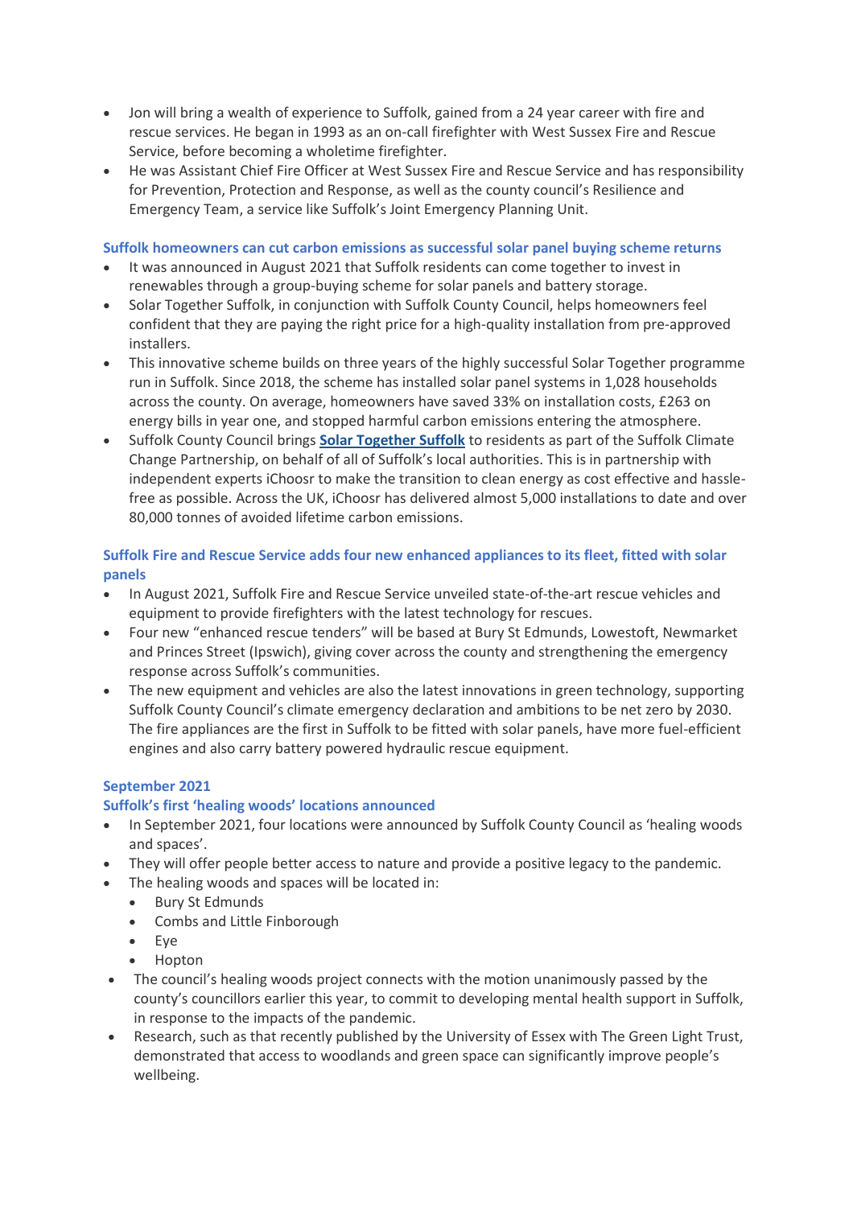- Jon will bring a wealth of experience to Suffolk, gained from a 24 year career with fire and rescue services. He began in 1993 as an on-call firefighter with West Sussex Fire and Rescue Service, before becoming a wholetime firefighter.
- He was Assistant Chief Fire Officer at West Sussex Fire and Rescue Service and has responsibility for Prevention, Protection and Response, as well as the county council's Resilience and Emergency Team, a service like Suffolk's Joint Emergency Planning Unit.

### Suffolk homeowners can cut carbon emissions as successful solar panel buying scheme returns

- It was announced in August 2021 that Suffolk residents can come together to invest in renewables through a group-buying scheme for solar panels and battery storage.
- Solar Together Suffolk, in conjunction with Suffolk County Council, helps homeowners feel confident that they are paying the right price for a high-quality installation from pre-approved installers.
- This innovative scheme builds on three years of the highly successful Solar Together programme run in Suffolk. Since 2018, the scheme has installed solar panel systems in 1,028 households across the county. On average, homeowners have saved 33% on installation costs, £263 on energy bills in year one, and stopped harmful carbon emissions entering the atmosphere.
- Suffolk County Council brings **Solar Together Suffolk** to residents as part of the Suffolk Climate Change Partnership, on behalf of all of Suffolk's local authorities. This is in partnership with independent experts iChoosr to make the transition to clean energy as cost effective and hassle-free as possible. Across the UK, iChoosr has delivered almost 5,000 installations to date and over 80,000 tonnes of avoided lifetime carbon emissions.

### Suffolk Fire and Rescue Service adds four new enhanced appliances to its fleet, fitted with solar panels

- In August 2021, Suffolk Fire and Rescue Service unveiled state-of-the-art rescue vehicles and equipment to provide firefighters with the latest technology for rescues.
- Four new "enhanced rescue tenders" will be based at Bury St Edmunds, Lowestoft, Newmarket and Princes Street (Ipswich), giving cover across the county and strengthening the emergency response across Suffolk's communities.
- The new equipment and vehicles are also the latest innovations in green technology, supporting Suffolk County Council's climate emergency declaration and ambitions to be net zero by 2030. The fire appliances are the first in Suffolk to be fitted with solar panels, have more fuel-efficient engines and also carry battery powered hydraulic rescue equipment.

## September 2021

### Suffolk's first 'healing woods' locations announced

- In September 2021, four locations were announced by Suffolk County Council as 'healing woods and spaces'.
- They will offer people better access to nature and provide a positive legacy to the pandemic.
- The healing woods and spaces will be located in:
  - Bury St Edmunds
  - Combs and Little Finborough
  - Eye
  - Hopton
- The council's healing woods project connects with the motion unanimously passed by the county's councillors earlier this year, to commit to developing mental health support in Suffolk, in response to the impacts of the pandemic.
- Research, such as that recently published by the University of Essex with The Green Light Trust, demonstrated that access to woodlands and green space can significantly improve people's wellbeing.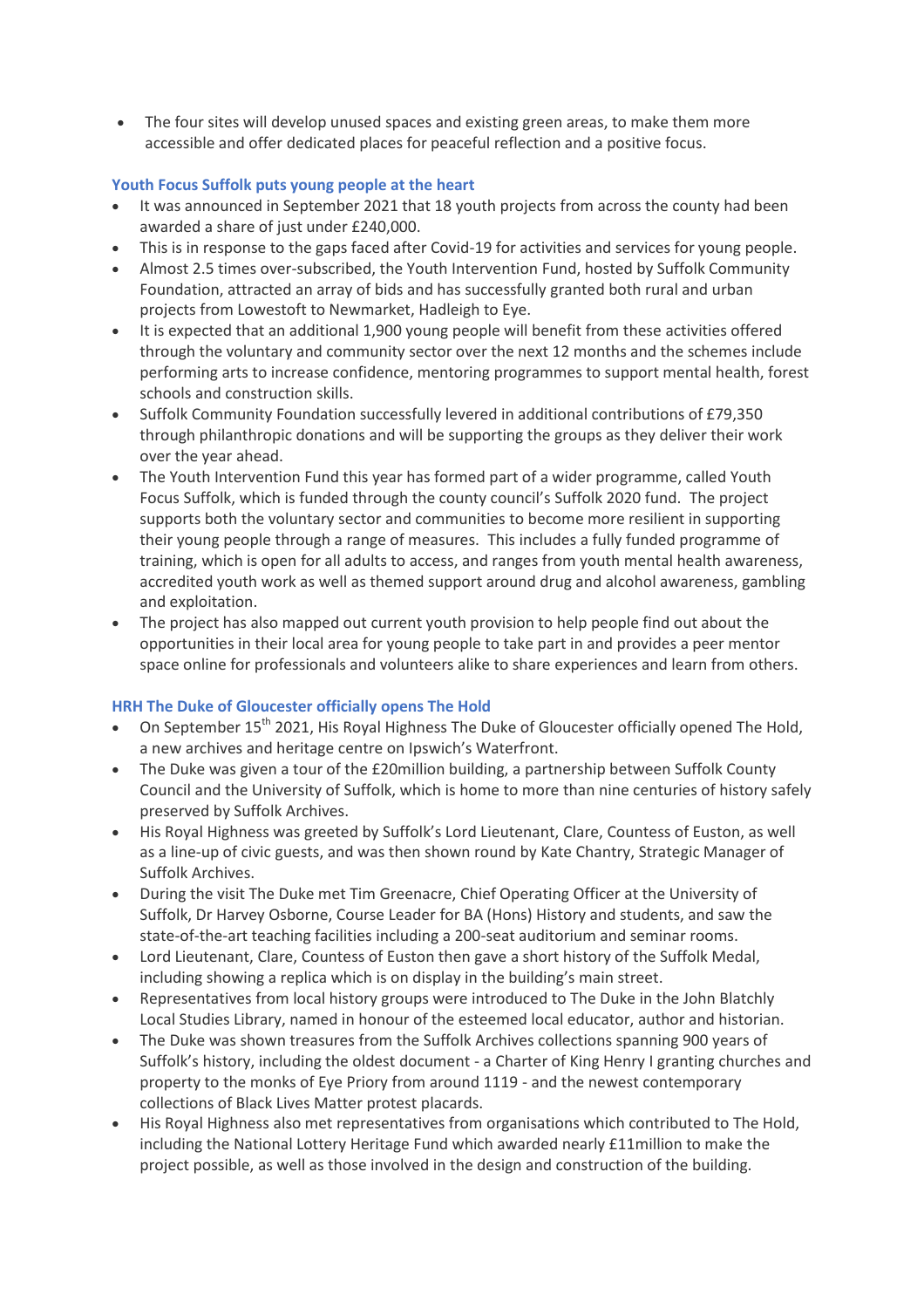- The four sites will develop unused spaces and existing green areas, to make them more accessible and offer dedicated places for peaceful reflection and a positive focus.

### Youth Focus Suffolk puts young people at the heart

- It was announced in September 2021 that 18 youth projects from across the county had been awarded a share of just under £240,000.
- This is in response to the gaps faced after Covid-19 for activities and services for young people.
- Almost 2.5 times over-subscribed, the Youth Intervention Fund, hosted by Suffolk Community Foundation, attracted an array of bids and has successfully granted both rural and urban projects from Lowestoft to Newmarket, Hadleigh to Eye.
- It is expected that an additional 1,900 young people will benefit from these activities offered through the voluntary and community sector over the next 12 months and the schemes include performing arts to increase confidence, mentoring programmes to support mental health, forest schools and construction skills.
- Suffolk Community Foundation successfully levered in additional contributions of £79,350 through philanthropic donations and will be supporting the groups as they deliver their work over the year ahead.
- The Youth Intervention Fund this year has formed part of a wider programme, called Youth Focus Suffolk, which is funded through the county council's Suffolk 2020 fund. The project supports both the voluntary sector and communities to become more resilient in supporting their young people through a range of measures. This includes a fully funded programme of training, which is open for all adults to access, and ranges from youth mental health awareness, accredited youth work as well as themed support around drug and alcohol awareness, gambling and exploitation.
- The project has also mapped out current youth provision to help people find out about the opportunities in their local area for young people to take part in and provides a peer mentor space online for professionals and volunteers alike to share experiences and learn from others.

### HRH The Duke of Gloucester officially opens The Hold

- On September 15th 2021, His Royal Highness The Duke of Gloucester officially opened The Hold, a new archives and heritage centre on Ipswich's Waterfront.
- The Duke was given a tour of the £20million building, a partnership between Suffolk County Council and the University of Suffolk, which is home to more than nine centuries of history safely preserved by Suffolk Archives.
- His Royal Highness was greeted by Suffolk's Lord Lieutenant, Clare, Countess of Euston, as well as a line-up of civic guests, and was then shown round by Kate Chantry, Strategic Manager of Suffolk Archives.
- During the visit The Duke met Tim Greenacre, Chief Operating Officer at the University of Suffolk, Dr Harvey Osborne, Course Leader for BA (Hons) History and students, and saw the state-of-the-art teaching facilities including a 200-seat auditorium and seminar rooms.
- Lord Lieutenant, Clare, Countess of Euston then gave a short history of the Suffolk Medal, including showing a replica which is on display in the building's main street.
- Representatives from local history groups were introduced to The Duke in the John Blatchly Local Studies Library, named in honour of the esteemed local educator, author and historian.
- The Duke was shown treasures from the Suffolk Archives collections spanning 900 years of Suffolk's history, including the oldest document - a Charter of King Henry I granting churches and property to the monks of Eye Priory from around 1119 - and the newest contemporary collections of Black Lives Matter protest placards.
- His Royal Highness also met representatives from organisations which contributed to The Hold, including the National Lottery Heritage Fund which awarded nearly £11million to make the project possible, as well as those involved in the design and construction of the building.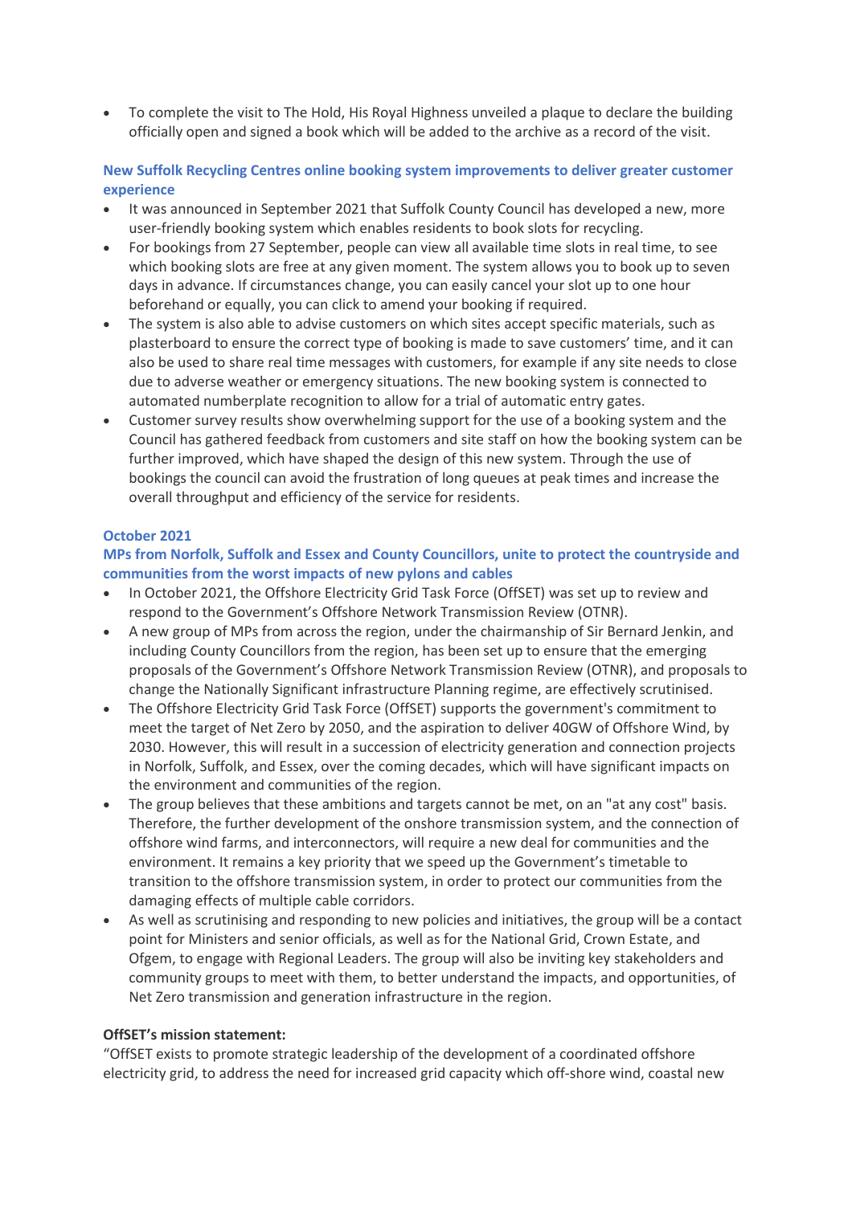- To complete the visit to The Hold, His Royal Highness unveiled a plaque to declare the building officially open and signed a book which will be added to the archive as a record of the visit.

### New Suffolk Recycling Centres online booking system improvements to deliver greater customer experience

- It was announced in September 2021 that Suffolk County Council has developed a new, more user-friendly booking system which enables residents to book slots for recycling.
- For bookings from 27 September, people can view all available time slots in real time, to see which booking slots are free at any given moment. The system allows you to book up to seven days in advance. If circumstances change, you can easily cancel your slot up to one hour beforehand or equally, you can click to amend your booking if required.
- The system is also able to advise customers on which sites accept specific materials, such as plasterboard to ensure the correct type of booking is made to save customers' time, and it can also be used to share real time messages with customers, for example if any site needs to close due to adverse weather or emergency situations. The new booking system is connected to automated numberplate recognition to allow for a trial of automatic entry gates.
- Customer survey results show overwhelming support for the use of a booking system and the Council has gathered feedback from customers and site staff on how the booking system can be further improved, which have shaped the design of this new system. Through the use of bookings the council can avoid the frustration of long queues at peak times and increase the overall throughput and efficiency of the service for residents.

## October 2021

### MPs from Norfolk, Suffolk and Essex and County Councillors, unite to protect the countryside and communities from the worst impacts of new pylons and cables

- In October 2021, the Offshore Electricity Grid Task Force (OffSET) was set up to review and respond to the Government's Offshore Network Transmission Review (OTNR).
- A new group of MPs from across the region, under the chairmanship of Sir Bernard Jenkin, and including County Councillors from the region, has been set up to ensure that the emerging proposals of the Government's Offshore Network Transmission Review (OTNR), and proposals to change the Nationally Significant infrastructure Planning regime, are effectively scrutinised.
- The Offshore Electricity Grid Task Force (OffSET) supports the government's commitment to meet the target of Net Zero by 2050, and the aspiration to deliver 40GW of Offshore Wind, by 2030. However, this will result in a succession of electricity generation and connection projects in Norfolk, Suffolk, and Essex, over the coming decades, which will have significant impacts on the environment and communities of the region.
- The group believes that these ambitions and targets cannot be met, on an "at any cost" basis. Therefore, the further development of the onshore transmission system, and the connection of offshore wind farms, and interconnectors, will require a new deal for communities and the environment. It remains a key priority that we speed up the Government's timetable to transition to the offshore transmission system, in order to protect our communities from the damaging effects of multiple cable corridors.
- As well as scrutinising and responding to new policies and initiatives, the group will be a contact point for Ministers and senior officials, as well as for the National Grid, Crown Estate, and Ofgem, to engage with Regional Leaders. The group will also be inviting key stakeholders and community groups to meet with them, to better understand the impacts, and opportunities, of Net Zero transmission and generation infrastructure in the region.

**OffSET's mission statement:**

"OffSET exists to promote strategic leadership of the development of a coordinated offshore electricity grid, to address the need for increased grid capacity which off-shore wind, coastal new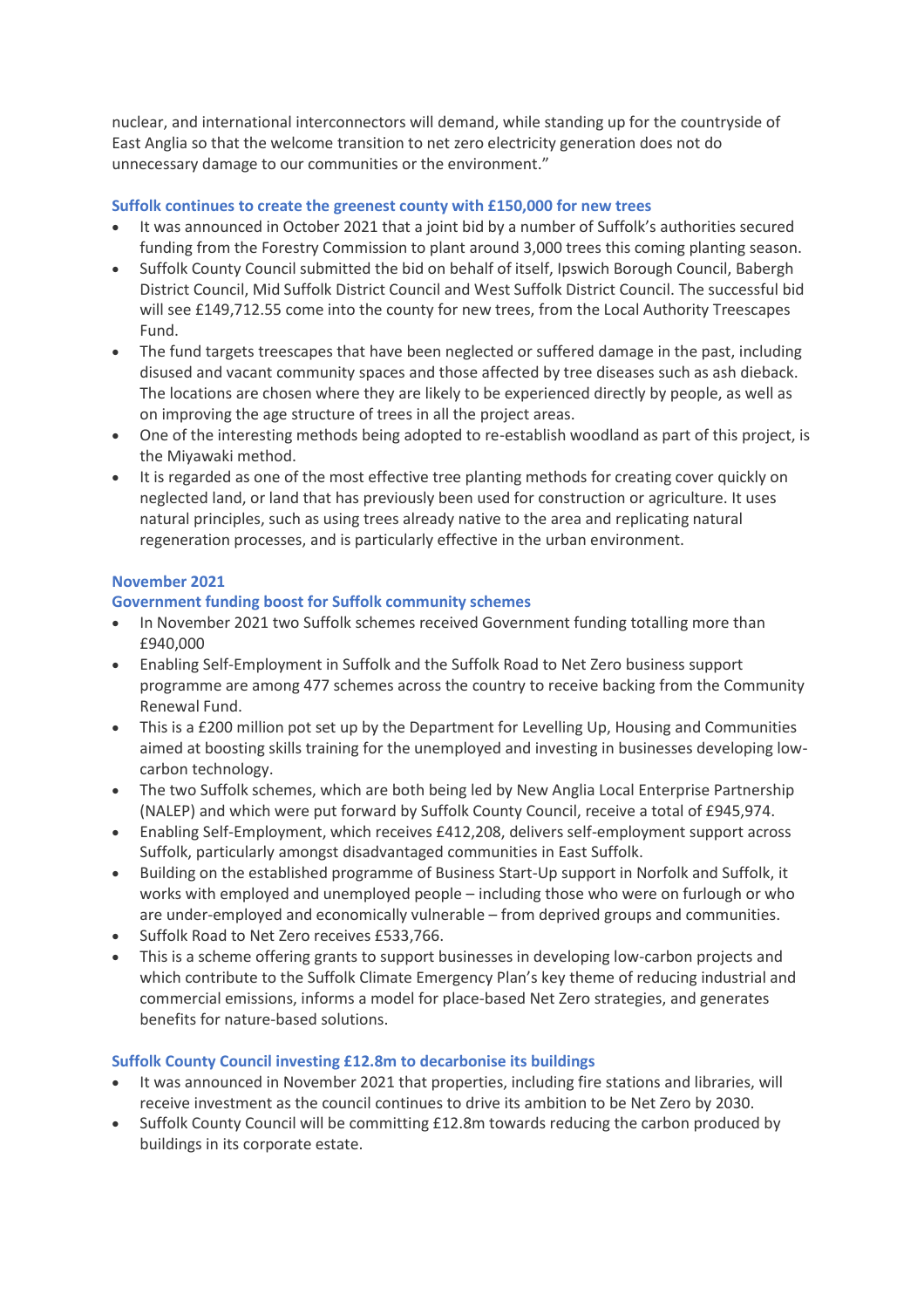nuclear, and international interconnectors will demand, while standing up for the countryside of East Anglia so that the welcome transition to net zero electricity generation does not do unnecessary damage to our communities or the environment."

### Suffolk continues to create the greenest county with £150,000 for new trees

- It was announced in October 2021 that a joint bid by a number of Suffolk's authorities secured funding from the Forestry Commission to plant around 3,000 trees this coming planting season.
- Suffolk County Council submitted the bid on behalf of itself, Ipswich Borough Council, Babergh District Council, Mid Suffolk District Council and West Suffolk District Council. The successful bid will see £149,712.55 come into the county for new trees, from the Local Authority Treescapes Fund.
- The fund targets treescapes that have been neglected or suffered damage in the past, including disused and vacant community spaces and those affected by tree diseases such as ash dieback. The locations are chosen where they are likely to be experienced directly by people, as well as on improving the age structure of trees in all the project areas.
- One of the interesting methods being adopted to re-establish woodland as part of this project, is the Miyawaki method.
- It is regarded as one of the most effective tree planting methods for creating cover quickly on neglected land, or land that has previously been used for construction or agriculture. It uses natural principles, such as using trees already native to the area and replicating natural regeneration processes, and is particularly effective in the urban environment.

## November 2021

### Government funding boost for Suffolk community schemes

- In November 2021 two Suffolk schemes received Government funding totalling more than £940,000
- Enabling Self-Employment in Suffolk and the Suffolk Road to Net Zero business support programme are among 477 schemes across the country to receive backing from the Community Renewal Fund.
- This is a £200 million pot set up by the Department for Levelling Up, Housing and Communities aimed at boosting skills training for the unemployed and investing in businesses developing low-carbon technology.
- The two Suffolk schemes, which are both being led by New Anglia Local Enterprise Partnership (NALEP) and which were put forward by Suffolk County Council, receive a total of £945,974.
- Enabling Self-Employment, which receives £412,208, delivers self-employment support across Suffolk, particularly amongst disadvantaged communities in East Suffolk.
- Building on the established programme of Business Start-Up support in Norfolk and Suffolk, it works with employed and unemployed people – including those who were on furlough or who are under-employed and economically vulnerable – from deprived groups and communities.
- Suffolk Road to Net Zero receives £533,766.
- This is a scheme offering grants to support businesses in developing low-carbon projects and which contribute to the Suffolk Climate Emergency Plan's key theme of reducing industrial and commercial emissions, informs a model for place-based Net Zero strategies, and generates benefits for nature-based solutions.

### Suffolk County Council investing £12.8m to decarbonise its buildings

- It was announced in November 2021 that properties, including fire stations and libraries, will receive investment as the council continues to drive its ambition to be Net Zero by 2030.
- Suffolk County Council will be committing £12.8m towards reducing the carbon produced by buildings in its corporate estate.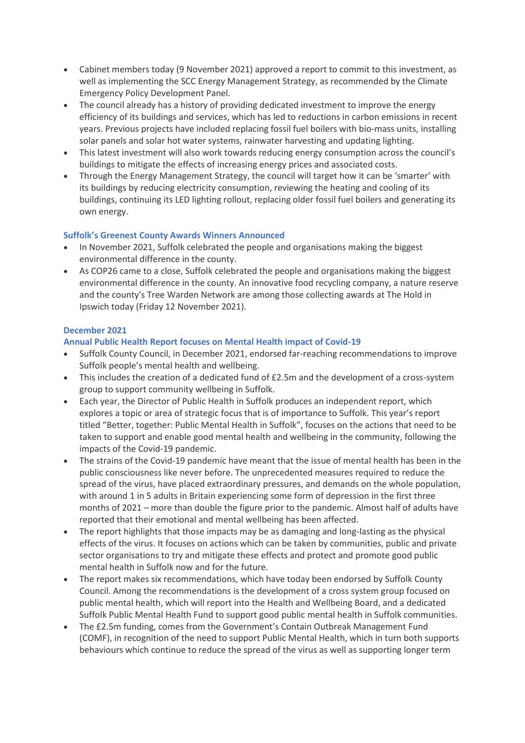- Cabinet members today (9 November 2021) approved a report to commit to this investment, as well as implementing the SCC Energy Management Strategy, as recommended by the Climate Emergency Policy Development Panel.
- The council already has a history of providing dedicated investment to improve the energy efficiency of its buildings and services, which has led to reductions in carbon emissions in recent years. Previous projects have included replacing fossil fuel boilers with bio-mass units, installing solar panels and solar hot water systems, rainwater harvesting and updating lighting.
- This latest investment will also work towards reducing energy consumption across the council's buildings to mitigate the effects of increasing energy prices and associated costs.
- Through the Energy Management Strategy, the council will target how it can be 'smarter' with its buildings by reducing electricity consumption, reviewing the heating and cooling of its buildings, continuing its LED lighting rollout, replacing older fossil fuel boilers and generating its own energy.

### Suffolk's Greenest County Awards Winners Announced

- In November 2021, Suffolk celebrated the people and organisations making the biggest environmental difference in the county.
- As COP26 came to a close, Suffolk celebrated the people and organisations making the biggest environmental difference in the county. An innovative food recycling company, a nature reserve and the county's Tree Warden Network are among those collecting awards at The Hold in Ipswich today (Friday 12 November 2021).

### December 2021

### Annual Public Health Report focuses on Mental Health impact of Covid-19

- Suffolk County Council, in December 2021, endorsed far-reaching recommendations to improve Suffolk people's mental health and wellbeing.
- This includes the creation of a dedicated fund of £2.5m and the development of a cross-system group to support community wellbeing in Suffolk.
- Each year, the Director of Public Health in Suffolk produces an independent report, which explores a topic or area of strategic focus that is of importance to Suffolk. This year's report titled "Better, together: Public Mental Health in Suffolk", focuses on the actions that need to be taken to support and enable good mental health and wellbeing in the community, following the impacts of the Covid-19 pandemic.
- The strains of the Covid-19 pandemic have meant that the issue of mental health has been in the public consciousness like never before. The unprecedented measures required to reduce the spread of the virus, have placed extraordinary pressures, and demands on the whole population, with around 1 in 5 adults in Britain experiencing some form of depression in the first three months of 2021 – more than double the figure prior to the pandemic. Almost half of adults have reported that their emotional and mental wellbeing has been affected.
- The report highlights that those impacts may be as damaging and long-lasting as the physical effects of the virus. It focuses on actions which can be taken by communities, public and private sector organisations to try and mitigate these effects and protect and promote good public mental health in Suffolk now and for the future.
- The report makes six recommendations, which have today been endorsed by Suffolk County Council. Among the recommendations is the development of a cross system group focused on public mental health, which will report into the Health and Wellbeing Board, and a dedicated Suffolk Public Mental Health Fund to support good public mental health in Suffolk communities.
- The £2.5m funding, comes from the Government's Contain Outbreak Management Fund (COMF), in recognition of the need to support Public Mental Health, which in turn both supports behaviours which continue to reduce the spread of the virus as well as supporting longer term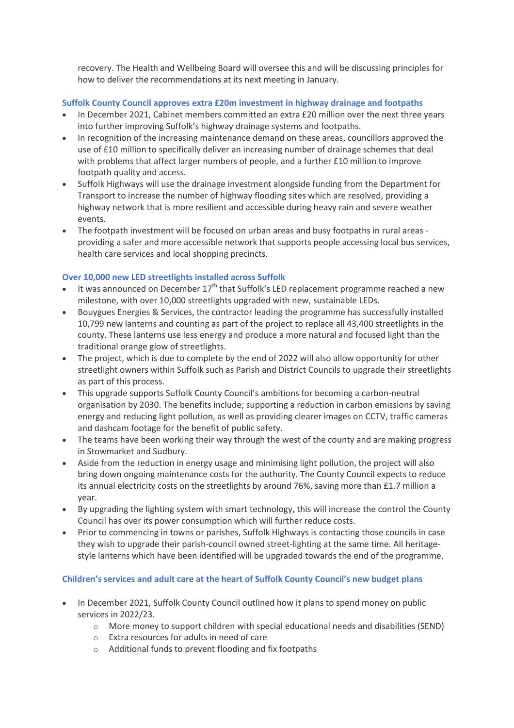recovery. The Health and Wellbeing Board will oversee this and will be discussing principles for how to deliver the recommendations at its next meeting in January.

### Suffolk County Council approves extra £20m investment in highway drainage and footpaths

- In December 2021, Cabinet members committed an extra £20 million over the next three years into further improving Suffolk's highway drainage systems and footpaths.
- In recognition of the increasing maintenance demand on these areas, councillors approved the use of £10 million to specifically deliver an increasing number of drainage schemes that deal with problems that affect larger numbers of people, and a further £10 million to improve footpath quality and access.
- Suffolk Highways will use the drainage investment alongside funding from the Department for Transport to increase the number of highway flooding sites which are resolved, providing a highway network that is more resilient and accessible during heavy rain and severe weather events.
- The footpath investment will be focused on urban areas and busy footpaths in rural areas - providing a safer and more accessible network that supports people accessing local bus services, health care services and local shopping precincts.

### Over 10,000 new LED streetlights installed across Suffolk

- It was announced on December 17th that Suffolk's LED replacement programme reached a new milestone, with over 10,000 streetlights upgraded with new, sustainable LEDs.
- Bouygues Energies & Services, the contractor leading the programme has successfully installed 10,799 new lanterns and counting as part of the project to replace all 43,400 streetlights in the county. These lanterns use less energy and produce a more natural and focused light than the traditional orange glow of streetlights.
- The project, which is due to complete by the end of 2022 will also allow opportunity for other streetlight owners within Suffolk such as Parish and District Councils to upgrade their streetlights as part of this process.
- This upgrade supports Suffolk County Council's ambitions for becoming a carbon-neutral organisation by 2030. The benefits include; supporting a reduction in carbon emissions by saving energy and reducing light pollution, as well as providing clearer images on CCTV, traffic cameras and dashcam footage for the benefit of public safety.
- The teams have been working their way through the west of the county and are making progress in Stowmarket and Sudbury.
- Aside from the reduction in energy usage and minimising light pollution, the project will also bring down ongoing maintenance costs for the authority. The County Council expects to reduce its annual electricity costs on the streetlights by around 76%, saving more than £1.7 million a year.
- By upgrading the lighting system with smart technology, this will increase the control the County Council has over its power consumption which will further reduce costs.
- Prior to commencing in towns or parishes, Suffolk Highways is contacting those councils in case they wish to upgrade their parish-council owned street-lighting at the same time. All heritage-style lanterns which have been identified will be upgraded towards the end of the programme.

### Children's services and adult care at the heart of Suffolk County Council's new budget plans

- In December 2021, Suffolk County Council outlined how it plans to spend money on public services in 2022/23.
  - More money to support children with special educational needs and disabilities (SEND)
  - Extra resources for adults in need of care
  - Additional funds to prevent flooding and fix footpaths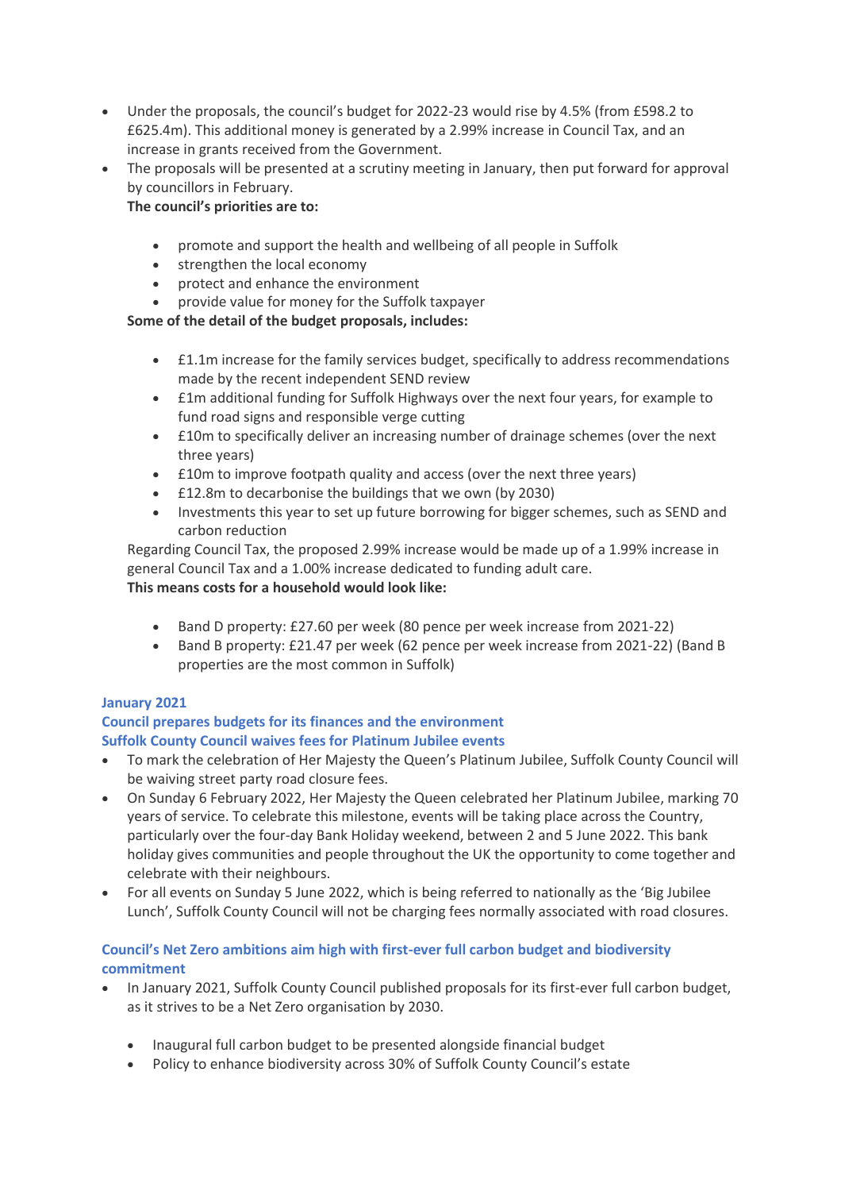- Under the proposals, the council's budget for 2022-23 would rise by 4.5% (from £598.2 to £625.4m). This additional money is generated by a 2.99% increase in Council Tax, and an increase in grants received from the Government.
- The proposals will be presented at a scrutiny meeting in January, then put forward for approval by councillors in February.

  **The council's priorities are to:**

  - promote and support the health and wellbeing of all people in Suffolk
  - strengthen the local economy
  - protect and enhance the environment
  - provide value for money for the Suffolk taxpayer

  **Some of the detail of the budget proposals, includes:**

  - £1.1m increase for the family services budget, specifically to address recommendations made by the recent independent SEND review
  - £1m additional funding for Suffolk Highways over the next four years, for example to fund road signs and responsible verge cutting
  - £10m to specifically deliver an increasing number of drainage schemes (over the next three years)
  - £10m to improve footpath quality and access (over the next three years)
  - £12.8m to decarbonise the buildings that we own (by 2030)
  - Investments this year to set up future borrowing for bigger schemes, such as SEND and carbon reduction

  Regarding Council Tax, the proposed 2.99% increase would be made up of a 1.99% increase in general Council Tax and a 1.00% increase dedicated to funding adult care.

  **This means costs for a household would look like:**

  - Band D property: £27.60 per week (80 pence per week increase from 2021-22)
  - Band B property: £21.47 per week (62 pence per week increase from 2021-22) (Band B properties are the most common in Suffolk)

### January 2021

### Council prepares budgets for its finances and the environment

### Suffolk County Council waives fees for Platinum Jubilee events

- To mark the celebration of Her Majesty the Queen's Platinum Jubilee, Suffolk County Council will be waiving street party road closure fees.
- On Sunday 6 February 2022, Her Majesty the Queen celebrated her Platinum Jubilee, marking 70 years of service. To celebrate this milestone, events will be taking place across the Country, particularly over the four-day Bank Holiday weekend, between 2 and 5 June 2022. This bank holiday gives communities and people throughout the UK the opportunity to come together and celebrate with their neighbours.
- For all events on Sunday 5 June 2022, which is being referred to nationally as the 'Big Jubilee Lunch', Suffolk County Council will not be charging fees normally associated with road closures.

### Council's Net Zero ambitions aim high with first-ever full carbon budget and biodiversity commitment

- In January 2021, Suffolk County Council published proposals for its first-ever full carbon budget, as it strives to be a Net Zero organisation by 2030.

  - Inaugural full carbon budget to be presented alongside financial budget
  - Policy to enhance biodiversity across 30% of Suffolk County Council's estate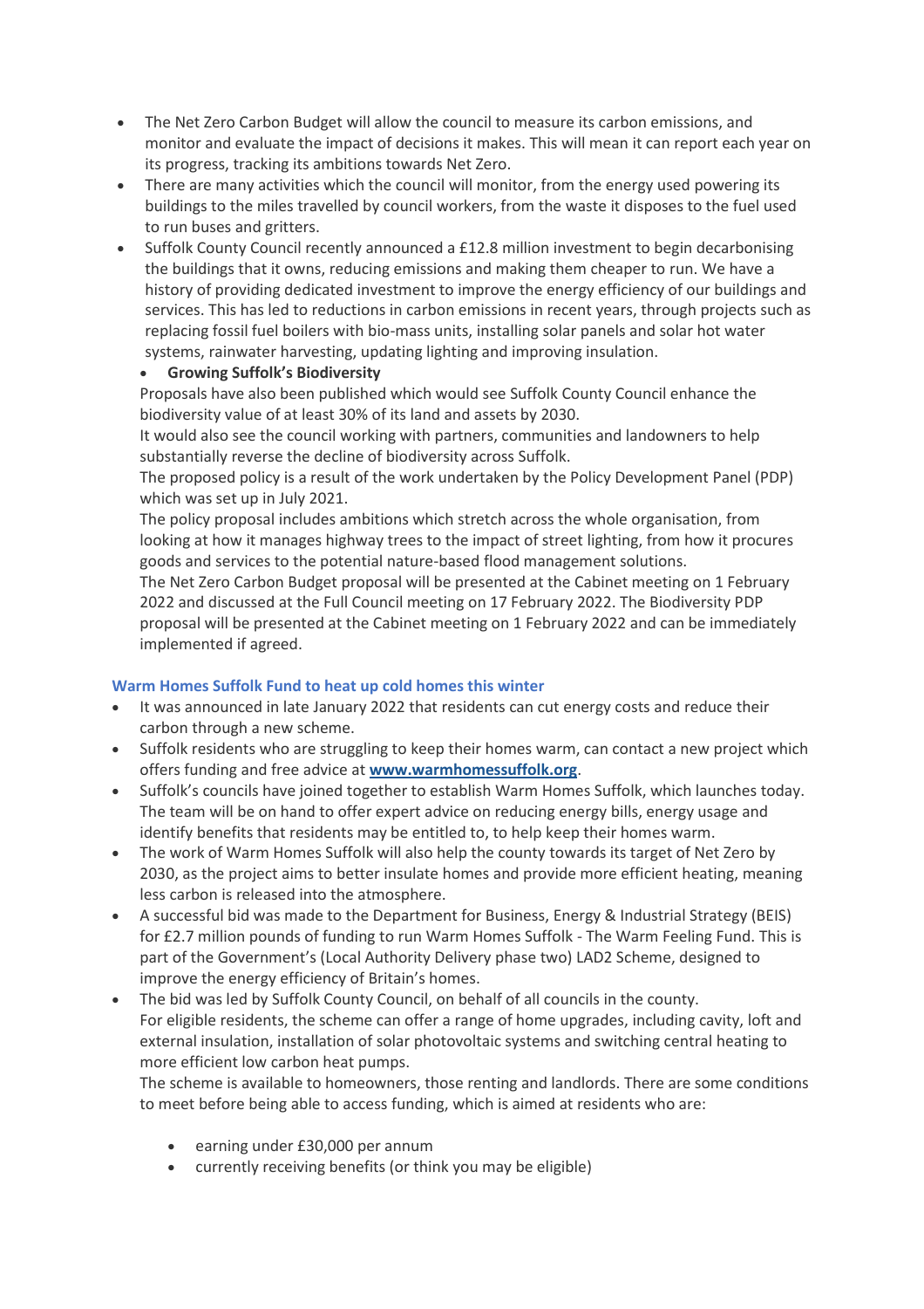- The Net Zero Carbon Budget will allow the council to measure its carbon emissions, and monitor and evaluate the impact of decisions it makes. This will mean it can report each year on its progress, tracking its ambitions towards Net Zero.
- There are many activities which the council will monitor, from the energy used powering its buildings to the miles travelled by council workers, from the waste it disposes to the fuel used to run buses and gritters.
- Suffolk County Council recently announced a £12.8 million investment to begin decarbonising the buildings that it owns, reducing emissions and making them cheaper to run. We have a history of providing dedicated investment to improve the energy efficiency of our buildings and services. This has led to reductions in carbon emissions in recent years, through projects such as replacing fossil fuel boilers with bio-mass units, installing solar panels and solar hot water systems, rainwater harvesting, updating lighting and improving insulation.
  - **Growing Suffolk's Biodiversity**

  Proposals have also been published which would see Suffolk County Council enhance the biodiversity value of at least 30% of its land and assets by 2030.

  It would also see the council working with partners, communities and landowners to help substantially reverse the decline of biodiversity across Suffolk.

  The proposed policy is a result of the work undertaken by the Policy Development Panel (PDP) which was set up in July 2021.

  The policy proposal includes ambitions which stretch across the whole organisation, from looking at how it manages highway trees to the impact of street lighting, from how it procures goods and services to the potential nature-based flood management solutions.

  The Net Zero Carbon Budget proposal will be presented at the Cabinet meeting on 1 February 2022 and discussed at the Full Council meeting on 17 February 2022. The Biodiversity PDP proposal will be presented at the Cabinet meeting on 1 February 2022 and can be immediately implemented if agreed.

### Warm Homes Suffolk Fund to heat up cold homes this winter

- It was announced in late January 2022 that residents can cut energy costs and reduce their carbon through a new scheme.
- Suffolk residents who are struggling to keep their homes warm, can contact a new project which offers funding and free advice at **[www.warmhomessuffolk.org](www.warmhomessuffolk.org)**.
- Suffolk's councils have joined together to establish Warm Homes Suffolk, which launches today. The team will be on hand to offer expert advice on reducing energy bills, energy usage and identify benefits that residents may be entitled to, to help keep their homes warm.
- The work of Warm Homes Suffolk will also help the county towards its target of Net Zero by 2030, as the project aims to better insulate homes and provide more efficient heating, meaning less carbon is released into the atmosphere.
- A successful bid was made to the Department for Business, Energy & Industrial Strategy (BEIS) for £2.7 million pounds of funding to run Warm Homes Suffolk - The Warm Feeling Fund. This is part of the Government's (Local Authority Delivery phase two) LAD2 Scheme, designed to improve the energy efficiency of Britain's homes.
- The bid was led by Suffolk County Council, on behalf of all councils in the county.

  For eligible residents, the scheme can offer a range of home upgrades, including cavity, loft and external insulation, installation of solar photovoltaic systems and switching central heating to more efficient low carbon heat pumps.

  The scheme is available to homeowners, those renting and landlords. There are some conditions to meet before being able to access funding, which is aimed at residents who are:

  - earning under £30,000 per annum
  - currently receiving benefits (or think you may be eligible)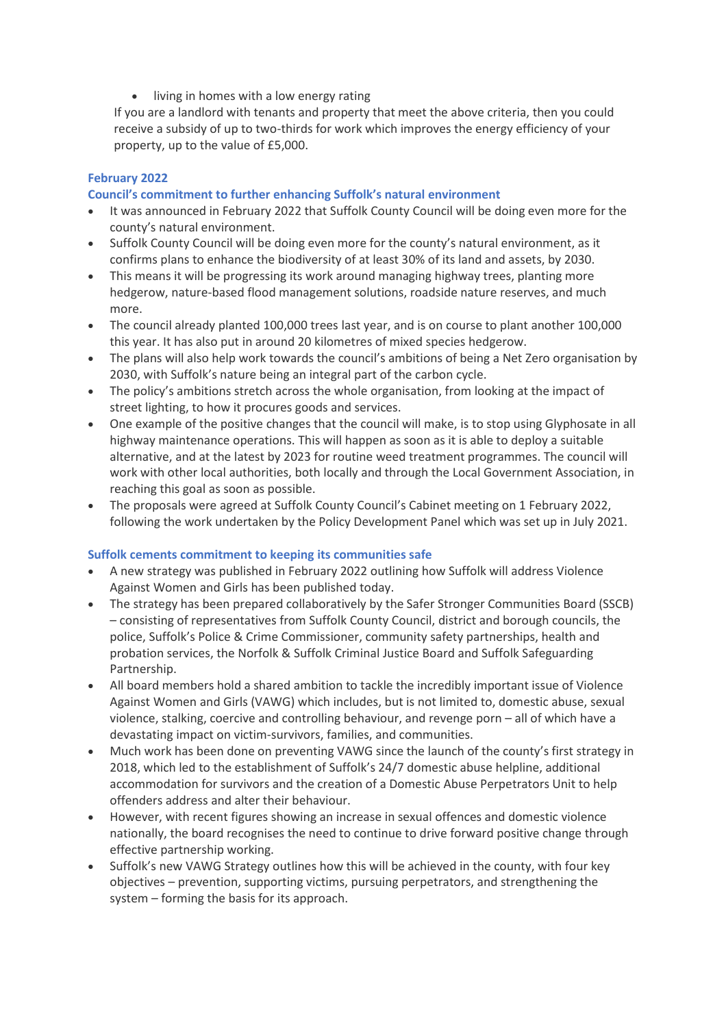- living in homes with a low energy rating

If you are a landlord with tenants and property that meet the above criteria, then you could receive a subsidy of up to two-thirds for work which improves the energy efficiency of your property, up to the value of £5,000.

### February 2022

#### Council's commitment to further enhancing Suffolk's natural environment

- It was announced in February 2022 that Suffolk County Council will be doing even more for the county's natural environment.
- Suffolk County Council will be doing even more for the county's natural environment, as it confirms plans to enhance the biodiversity of at least 30% of its land and assets, by 2030.
- This means it will be progressing its work around managing highway trees, planting more hedgerow, nature-based flood management solutions, roadside nature reserves, and much more.
- The council already planted 100,000 trees last year, and is on course to plant another 100,000 this year. It has also put in around 20 kilometres of mixed species hedgerow.
- The plans will also help work towards the council's ambitions of being a Net Zero organisation by 2030, with Suffolk's nature being an integral part of the carbon cycle.
- The policy's ambitions stretch across the whole organisation, from looking at the impact of street lighting, to how it procures goods and services.
- One example of the positive changes that the council will make, is to stop using Glyphosate in all highway maintenance operations. This will happen as soon as it is able to deploy a suitable alternative, and at the latest by 2023 for routine weed treatment programmes. The council will work with other local authorities, both locally and through the Local Government Association, in reaching this goal as soon as possible.
- The proposals were agreed at Suffolk County Council's Cabinet meeting on 1 February 2022, following the work undertaken by the Policy Development Panel which was set up in July 2021.

#### Suffolk cements commitment to keeping its communities safe

- A new strategy was published in February 2022 outlining how Suffolk will address Violence Against Women and Girls has been published today.
- The strategy has been prepared collaboratively by the Safer Stronger Communities Board (SSCB) – consisting of representatives from Suffolk County Council, district and borough councils, the police, Suffolk's Police & Crime Commissioner, community safety partnerships, health and probation services, the Norfolk & Suffolk Criminal Justice Board and Suffolk Safeguarding Partnership.
- All board members hold a shared ambition to tackle the incredibly important issue of Violence Against Women and Girls (VAWG) which includes, but is not limited to, domestic abuse, sexual violence, stalking, coercive and controlling behaviour, and revenge porn – all of which have a devastating impact on victim-survivors, families, and communities.
- Much work has been done on preventing VAWG since the launch of the county's first strategy in 2018, which led to the establishment of Suffolk's 24/7 domestic abuse helpline, additional accommodation for survivors and the creation of a Domestic Abuse Perpetrators Unit to help offenders address and alter their behaviour.
- However, with recent figures showing an increase in sexual offences and domestic violence nationally, the board recognises the need to continue to drive forward positive change through effective partnership working.
- Suffolk's new VAWG Strategy outlines how this will be achieved in the county, with four key objectives – prevention, supporting victims, pursuing perpetrators, and strengthening the system – forming the basis for its approach.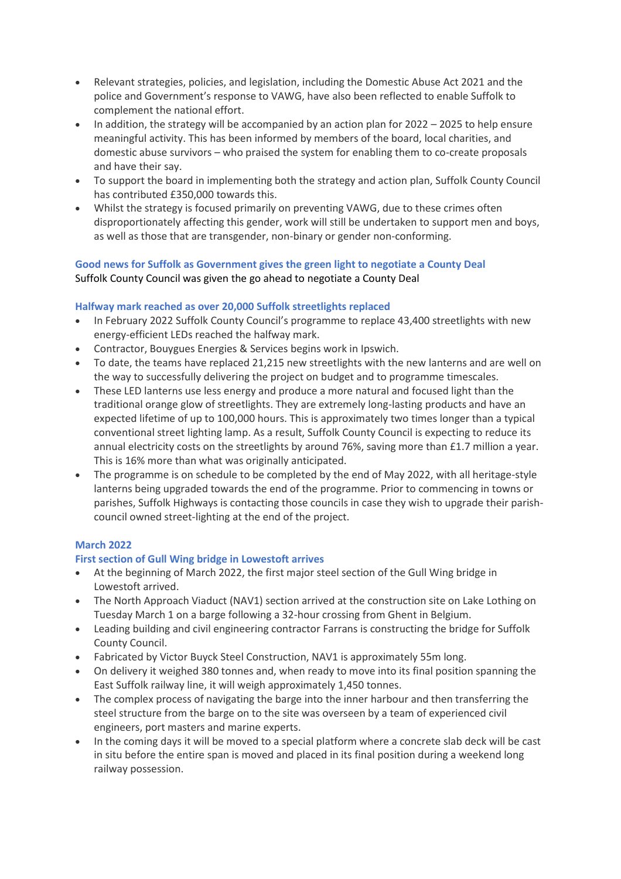- Relevant strategies, policies, and legislation, including the Domestic Abuse Act 2021 and the police and Government's response to VAWG, have also been reflected to enable Suffolk to complement the national effort.
- In addition, the strategy will be accompanied by an action plan for 2022 – 2025 to help ensure meaningful activity. This has been informed by members of the board, local charities, and domestic abuse survivors – who praised the system for enabling them to co-create proposals and have their say.
- To support the board in implementing both the strategy and action plan, Suffolk County Council has contributed £350,000 towards this.
- Whilst the strategy is focused primarily on preventing VAWG, due to these crimes often disproportionately affecting this gender, work will still be undertaken to support men and boys, as well as those that are transgender, non-binary or gender non-conforming.

### Good news for Suffolk as Government gives the green light to negotiate a County Deal

Suffolk County Council was given the go ahead to negotiate a County Deal

### Halfway mark reached as over 20,000 Suffolk streetlights replaced

- In February 2022 Suffolk County Council's programme to replace 43,400 streetlights with new energy-efficient LEDs reached the halfway mark.
- Contractor, Bouygues Energies & Services begins work in Ipswich.
- To date, the teams have replaced 21,215 new streetlights with the new lanterns and are well on the way to successfully delivering the project on budget and to programme timescales.
- These LED lanterns use less energy and produce a more natural and focused light than the traditional orange glow of streetlights. They are extremely long-lasting products and have an expected lifetime of up to 100,000 hours. This is approximately two times longer than a typical conventional street lighting lamp. As a result, Suffolk County Council is expecting to reduce its annual electricity costs on the streetlights by around 76%, saving more than £1.7 million a year. This is 16% more than what was originally anticipated.
- The programme is on schedule to be completed by the end of May 2022, with all heritage-style lanterns being upgraded towards the end of the programme. Prior to commencing in towns or parishes, Suffolk Highways is contacting those councils in case they wish to upgrade their parish-council owned street-lighting at the end of the project.

## March 2022

### First section of Gull Wing bridge in Lowestoft arrives

- At the beginning of March 2022, the first major steel section of the Gull Wing bridge in Lowestoft arrived.
- The North Approach Viaduct (NAV1) section arrived at the construction site on Lake Lothing on Tuesday March 1 on a barge following a 32-hour crossing from Ghent in Belgium.
- Leading building and civil engineering contractor Farrans is constructing the bridge for Suffolk County Council.
- Fabricated by Victor Buyck Steel Construction, NAV1 is approximately 55m long.
- On delivery it weighed 380 tonnes and, when ready to move into its final position spanning the East Suffolk railway line, it will weigh approximately 1,450 tonnes.
- The complex process of navigating the barge into the inner harbour and then transferring the steel structure from the barge on to the site was overseen by a team of experienced civil engineers, port masters and marine experts.
- In the coming days it will be moved to a special platform where a concrete slab deck will be cast in situ before the entire span is moved and placed in its final position during a weekend long railway possession.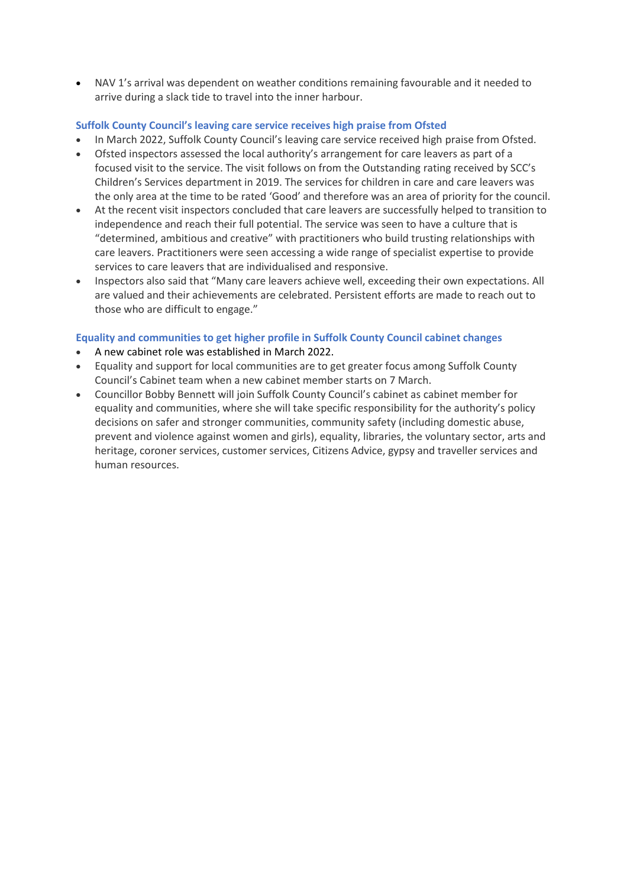- NAV 1's arrival was dependent on weather conditions remaining favourable and it needed to arrive during a slack tide to travel into the inner harbour.

### Suffolk County Council's leaving care service receives high praise from Ofsted

- In March 2022, Suffolk County Council's leaving care service received high praise from Ofsted.
- Ofsted inspectors assessed the local authority's arrangement for care leavers as part of a focused visit to the service. The visit follows on from the Outstanding rating received by SCC's Children's Services department in 2019. The services for children in care and care leavers was the only area at the time to be rated 'Good' and therefore was an area of priority for the council.
- At the recent visit inspectors concluded that care leavers are successfully helped to transition to independence and reach their full potential. The service was seen to have a culture that is "determined, ambitious and creative" with practitioners who build trusting relationships with care leavers. Practitioners were seen accessing a wide range of specialist expertise to provide services to care leavers that are individualised and responsive.
- Inspectors also said that "Many care leavers achieve well, exceeding their own expectations. All are valued and their achievements are celebrated. Persistent efforts are made to reach out to those who are difficult to engage."

### Equality and communities to get higher profile in Suffolk County Council cabinet changes

- A new cabinet role was established in March 2022.
- Equality and support for local communities are to get greater focus among Suffolk County Council's Cabinet team when a new cabinet member starts on 7 March.
- Councillor Bobby Bennett will join Suffolk County Council's cabinet as cabinet member for equality and communities, where she will take specific responsibility for the authority's policy decisions on safer and stronger communities, community safety (including domestic abuse, prevent and violence against women and girls), equality, libraries, the voluntary sector, arts and heritage, coroner services, customer services, Citizens Advice, gypsy and traveller services and human resources.